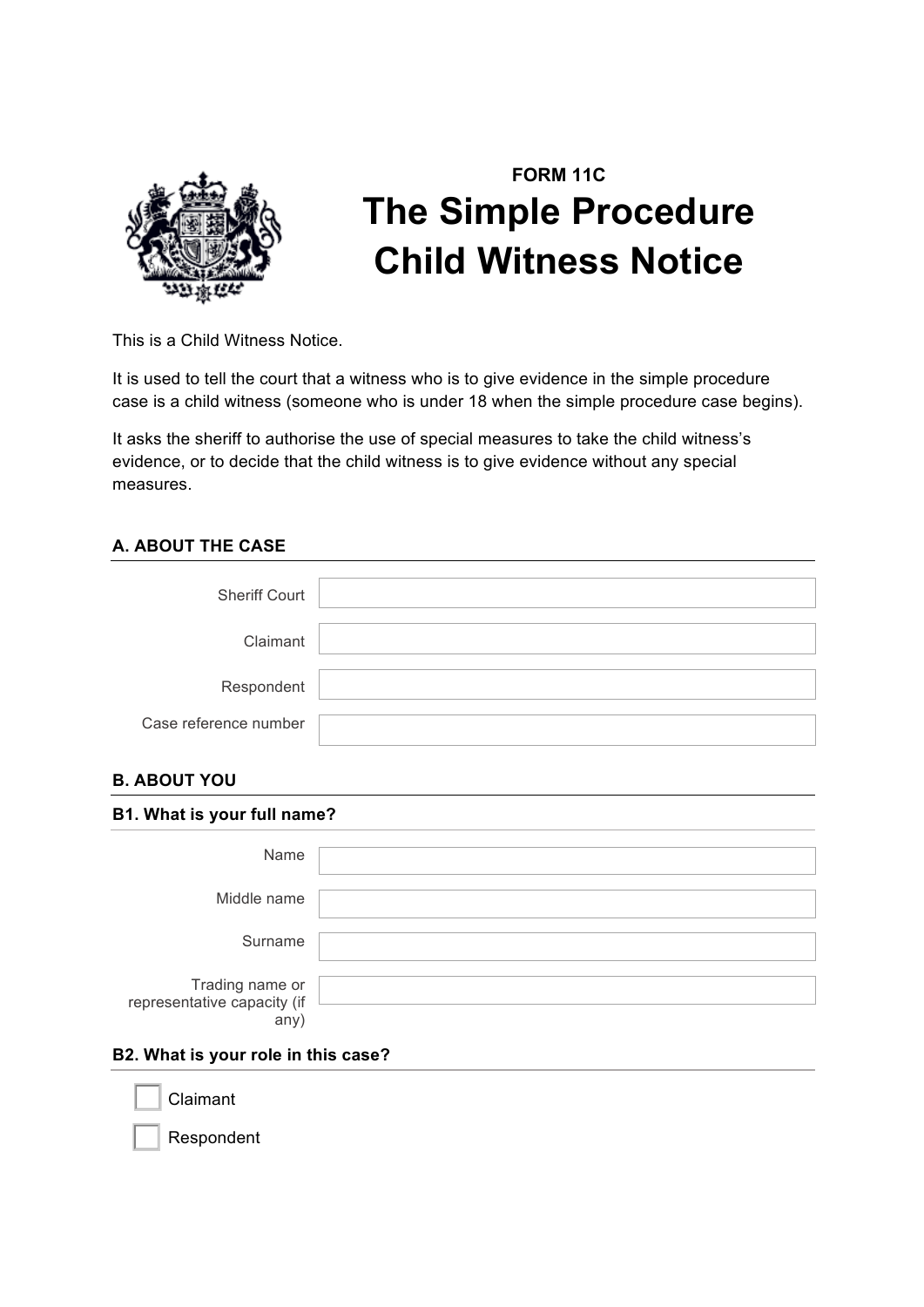**FORM 11C**

# The Simple Procedure Child Witness Notice

This is a Child Witness Notice.

It is used to tell the court that a witness who is to give evidence in the simple procedure case is a child witness (someone who is under 18 when the simple procedure case begins).

It asks the sheriff to authorise the use of special measures to take the child witness's evidence, or to decide that the child witness is to give evidence without any special measures.

## A. ABOUT THE CASE

| | |
|---|---|
| Sheriff Court | |
| Claimant | |
| Respondent | |
| Case reference number | |

## B. ABOUT YOU

### B1. What is your full name?

| | |
|---|---|
| Name | |
| Middle name | |
| Surname | |
| Trading name or representative capacity (if any) | |

### B2. What is your role in this case?

- [ ] Claimant
- [ ] Respondent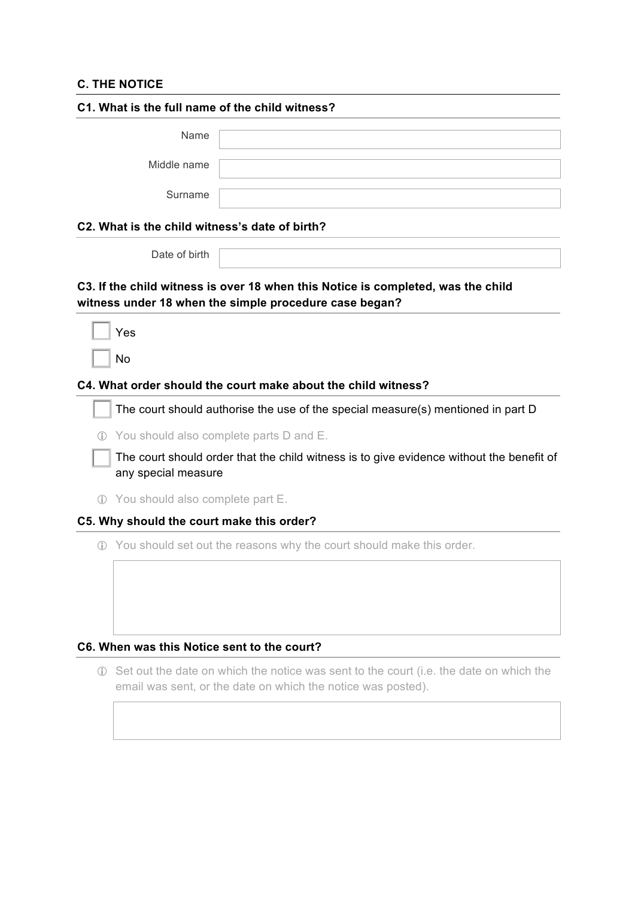## C. THE NOTICE

### C1. What is the full name of the child witness?

Name

Middle name

Surname

### C2. What is the child witness's date of birth?

Date of birth

### C3. If the child witness is over 18 when this Notice is completed, was the child witness under 18 when the simple procedure case began?

- [ ] Yes
- [ ] No

### C4. What order should the court make about the child witness?

- [ ] The court should authorise the use of the special measure(s) mentioned in part D

ⓘ You should also complete parts D and E.

- [ ] The court should order that the child witness is to give evidence without the benefit of any special measure

ⓘ You should also complete part E.

### C5. Why should the court make this order?

ⓘ You should set out the reasons why the court should make this order.

### C6. When was this Notice sent to the court?

ⓘ Set out the date on which the notice was sent to the court (i.e. the date on which the email was sent, or the date on which the notice was posted).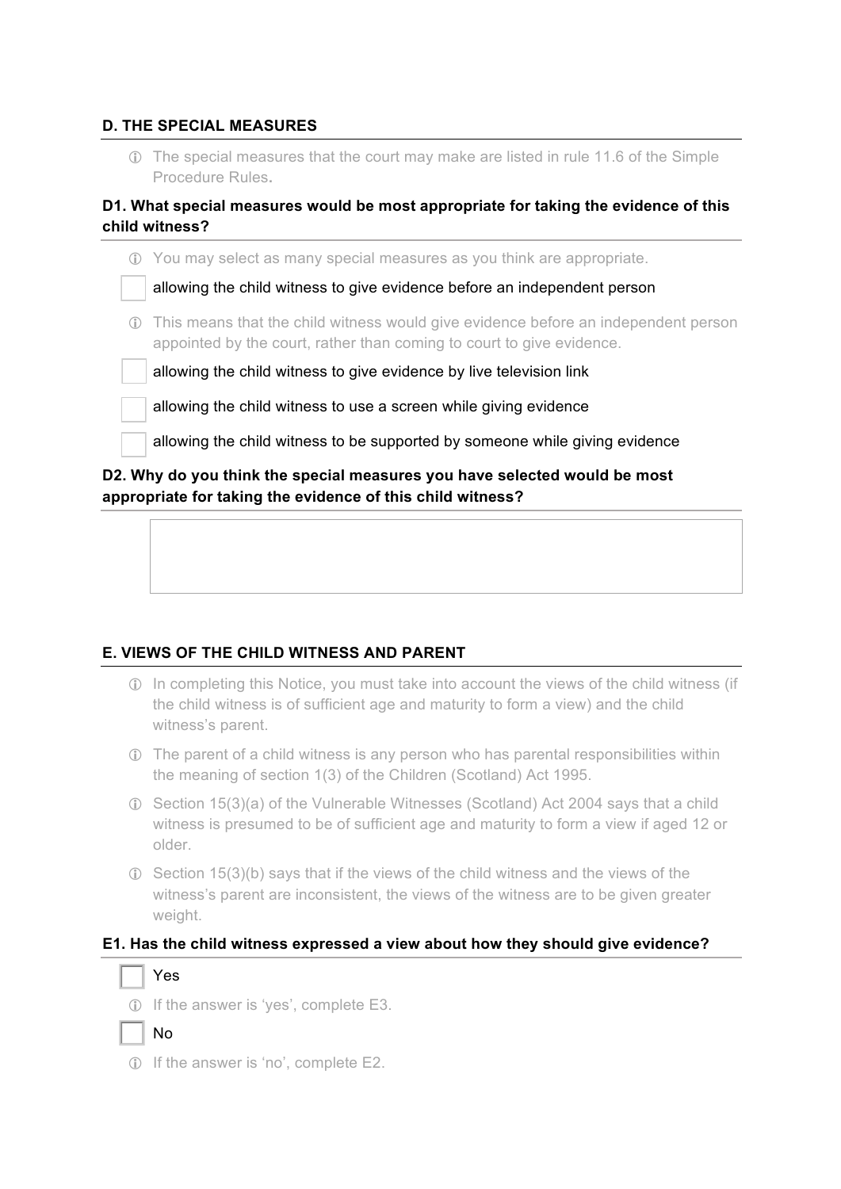## D. THE SPECIAL MEASURES

ⓘ The special measures that the court may make are listed in rule 11.6 of the Simple Procedure Rules.

### D1. What special measures would be most appropriate for taking the evidence of this child witness?

ⓘ You may select as many special measures as you think are appropriate.

- ☐ allowing the child witness to give evidence before an independent person

ⓘ This means that the child witness would give evidence before an independent person appointed by the court, rather than coming to court to give evidence.

- ☐ allowing the child witness to give evidence by live television link
- ☐ allowing the child witness to use a screen while giving evidence
- ☐ allowing the child witness to be supported by someone while giving evidence

### D2. Why do you think the special measures you have selected would be most appropriate for taking the evidence of this child witness?

&nbsp;

## E. VIEWS OF THE CHILD WITNESS AND PARENT

ⓘ In completing this Notice, you must take into account the views of the child witness (if the child witness is of sufficient age and maturity to form a view) and the child witness's parent.

ⓘ The parent of a child witness is any person who has parental responsibilities within the meaning of section 1(3) of the Children (Scotland) Act 1995.

ⓘ Section 15(3)(a) of the Vulnerable Witnesses (Scotland) Act 2004 says that a child witness is presumed to be of sufficient age and maturity to form a view if aged 12 or older.

ⓘ Section 15(3)(b) says that if the views of the child witness and the views of the witness's parent are inconsistent, the views of the witness are to be given greater weight.

### E1. Has the child witness expressed a view about how they should give evidence?

- ☐ Yes

ⓘ If the answer is 'yes', complete E3.

- ☐ No

ⓘ If the answer is 'no', complete E2.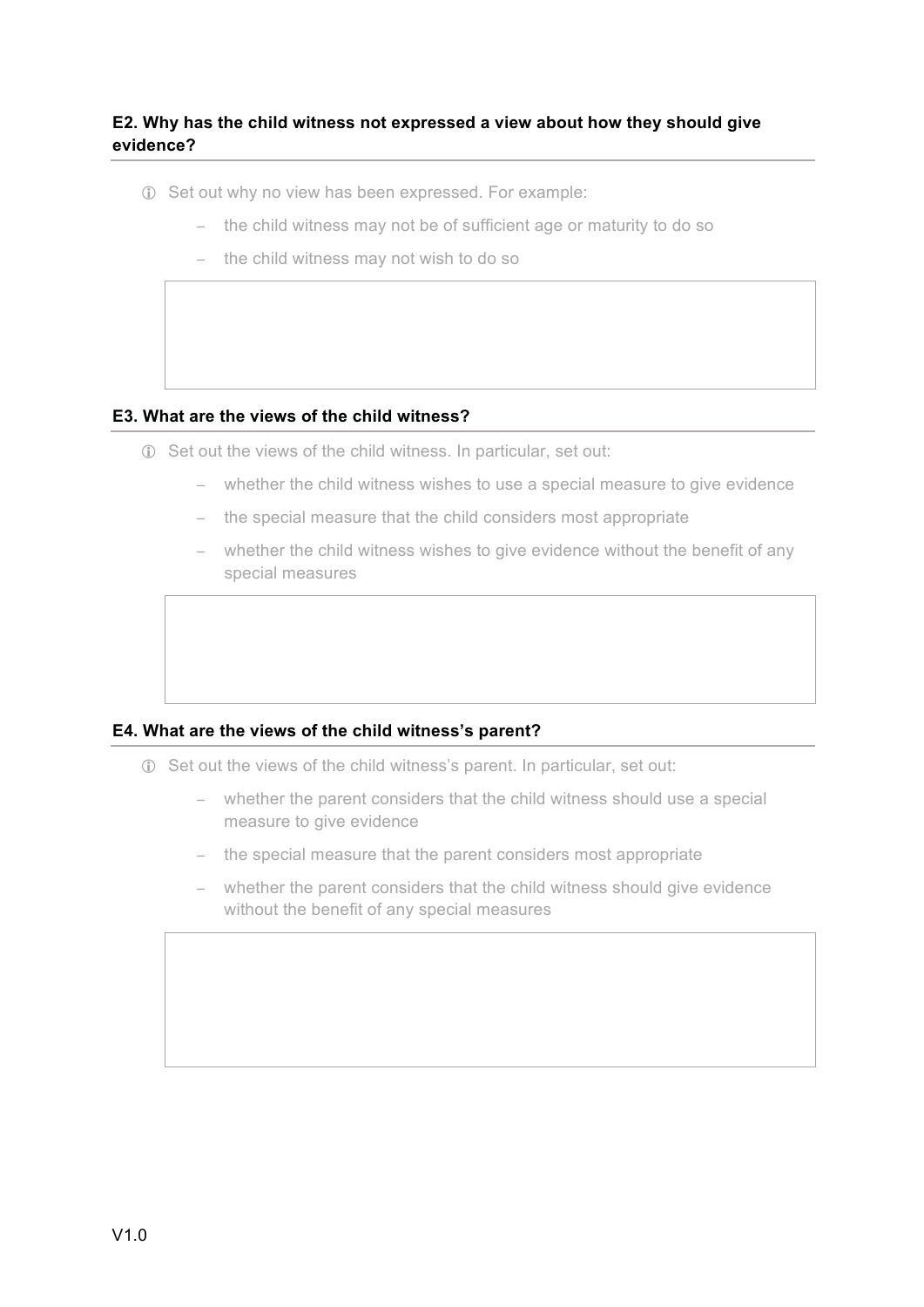**E2. Why has the child witness not expressed a view about how they should give evidence?**

ⓘ Set out why no view has been expressed. For example:

- the child witness may not be of sufficient age or maturity to do so
- the child witness may not wish to do so

**E3. What are the views of the child witness?**

ⓘ Set out the views of the child witness. In particular, set out:

- whether the child witness wishes to use a special measure to give evidence
- the special measure that the child considers most appropriate
- whether the child witness wishes to give evidence without the benefit of any special measures

**E4. What are the views of the child witness's parent?**

ⓘ Set out the views of the child witness's parent. In particular, set out:

- whether the parent considers that the child witness should use a special measure to give evidence
- the special measure that the parent considers most appropriate
- whether the parent considers that the child witness should give evidence without the benefit of any special measures

V1.0